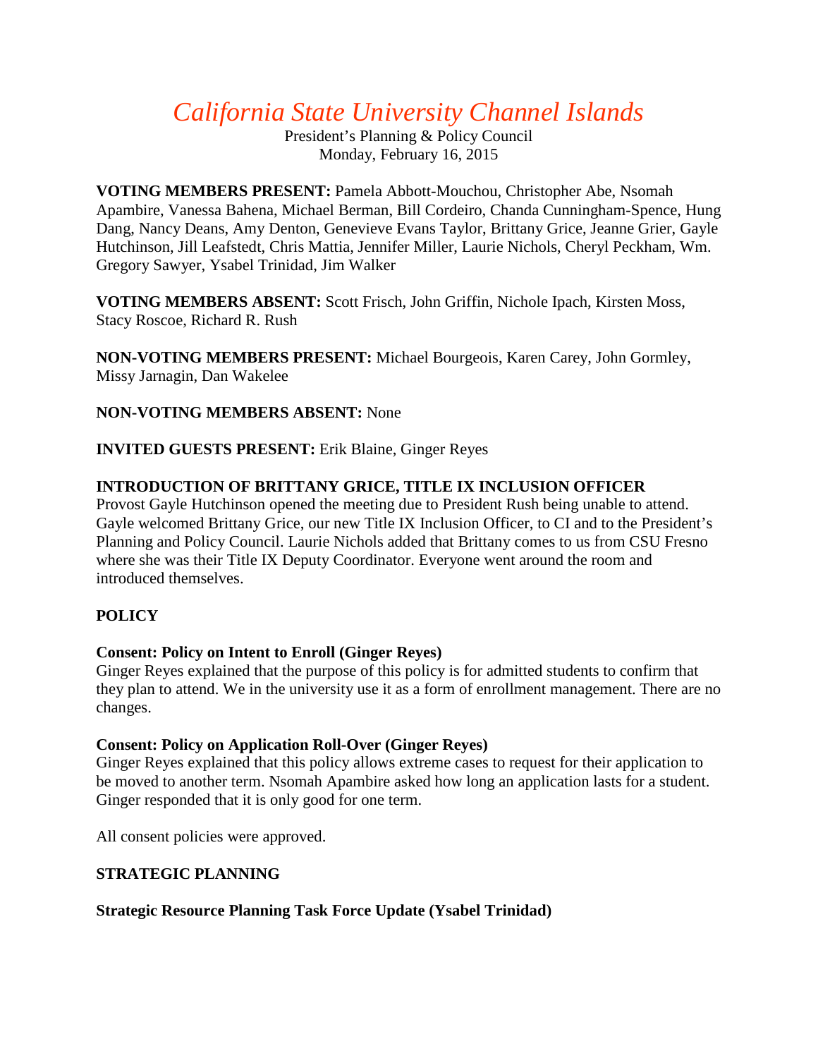# *California State University Channel Islands*

President's Planning & Policy Council
Monday, February 16, 2015

**VOTING MEMBERS PRESENT:** Pamela Abbott-Mouchou, Christopher Abe, Nsomah Apambire, Vanessa Bahena, Michael Berman, Bill Cordeiro, Chanda Cunningham-Spence, Hung Dang, Nancy Deans, Amy Denton, Genevieve Evans Taylor, Brittany Grice, Jeanne Grier, Gayle Hutchinson, Jill Leafstedt, Chris Mattia, Jennifer Miller, Laurie Nichols, Cheryl Peckham, Wm. Gregory Sawyer, Ysabel Trinidad, Jim Walker

**VOTING MEMBERS ABSENT:** Scott Frisch, John Griffin, Nichole Ipach, Kirsten Moss, Stacy Roscoe, Richard R. Rush

**NON-VOTING MEMBERS PRESENT:** Michael Bourgeois, Karen Carey, John Gormley, Missy Jarnagin, Dan Wakelee

**NON-VOTING MEMBERS ABSENT:** None

**INVITED GUESTS PRESENT:** Erik Blaine, Ginger Reyes

**INTRODUCTION OF BRITTANY GRICE, TITLE IX INCLUSION OFFICER**

Provost Gayle Hutchinson opened the meeting due to President Rush being unable to attend. Gayle welcomed Brittany Grice, our new Title IX Inclusion Officer, to CI and to the President's Planning and Policy Council. Laurie Nichols added that Brittany comes to us from CSU Fresno where she was their Title IX Deputy Coordinator. Everyone went around the room and introduced themselves.

**POLICY**

**Consent: Policy on Intent to Enroll (Ginger Reyes)**

Ginger Reyes explained that the purpose of this policy is for admitted students to confirm that they plan to attend. We in the university use it as a form of enrollment management. There are no changes.

**Consent: Policy on Application Roll-Over (Ginger Reyes)**

Ginger Reyes explained that this policy allows extreme cases to request for their application to be moved to another term. Nsomah Apambire asked how long an application lasts for a student. Ginger responded that it is only good for one term.

All consent policies were approved.

**STRATEGIC PLANNING**

**Strategic Resource Planning Task Force Update (Ysabel Trinidad)**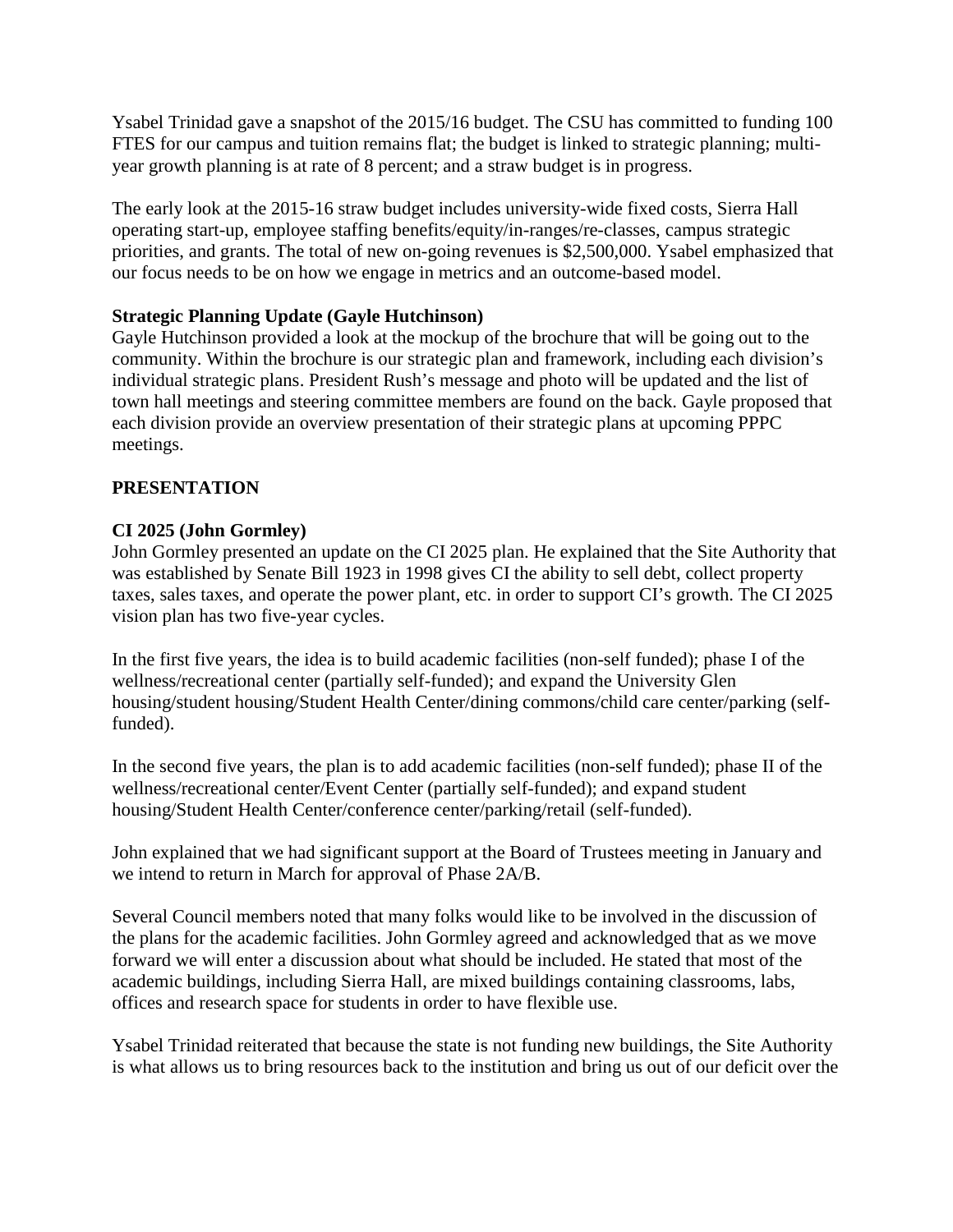Ysabel Trinidad gave a snapshot of the 2015/16 budget. The CSU has committed to funding 100 FTES for our campus and tuition remains flat; the budget is linked to strategic planning; multi-year growth planning is at rate of 8 percent; and a straw budget is in progress.

The early look at the 2015-16 straw budget includes university-wide fixed costs, Sierra Hall operating start-up, employee staffing benefits/equity/in-ranges/re-classes, campus strategic priorities, and grants. The total of new on-going revenues is $2,500,000. Ysabel emphasized that our focus needs to be on how we engage in metrics and an outcome-based model.

**Strategic Planning Update (Gayle Hutchinson)**
Gayle Hutchinson provided a look at the mockup of the brochure that will be going out to the community. Within the brochure is our strategic plan and framework, including each division's individual strategic plans. President Rush's message and photo will be updated and the list of town hall meetings and steering committee members are found on the back. Gayle proposed that each division provide an overview presentation of their strategic plans at upcoming PPPC meetings.

**PRESENTATION**

**CI 2025 (John Gormley)**
John Gormley presented an update on the CI 2025 plan. He explained that the Site Authority that was established by Senate Bill 1923 in 1998 gives CI the ability to sell debt, collect property taxes, sales taxes, and operate the power plant, etc. in order to support CI's growth. The CI 2025 vision plan has two five-year cycles.

In the first five years, the idea is to build academic facilities (non-self funded); phase I of the wellness/recreational center (partially self-funded); and expand the University Glen housing/student housing/Student Health Center/dining commons/child care center/parking (self-funded).

In the second five years, the plan is to add academic facilities (non-self funded); phase II of the wellness/recreational center/Event Center (partially self-funded); and expand student housing/Student Health Center/conference center/parking/retail (self-funded).

John explained that we had significant support at the Board of Trustees meeting in January and we intend to return in March for approval of Phase 2A/B.

Several Council members noted that many folks would like to be involved in the discussion of the plans for the academic facilities. John Gormley agreed and acknowledged that as we move forward we will enter a discussion about what should be included. He stated that most of the academic buildings, including Sierra Hall, are mixed buildings containing classrooms, labs, offices and research space for students in order to have flexible use.

Ysabel Trinidad reiterated that because the state is not funding new buildings, the Site Authority is what allows us to bring resources back to the institution and bring us out of our deficit over the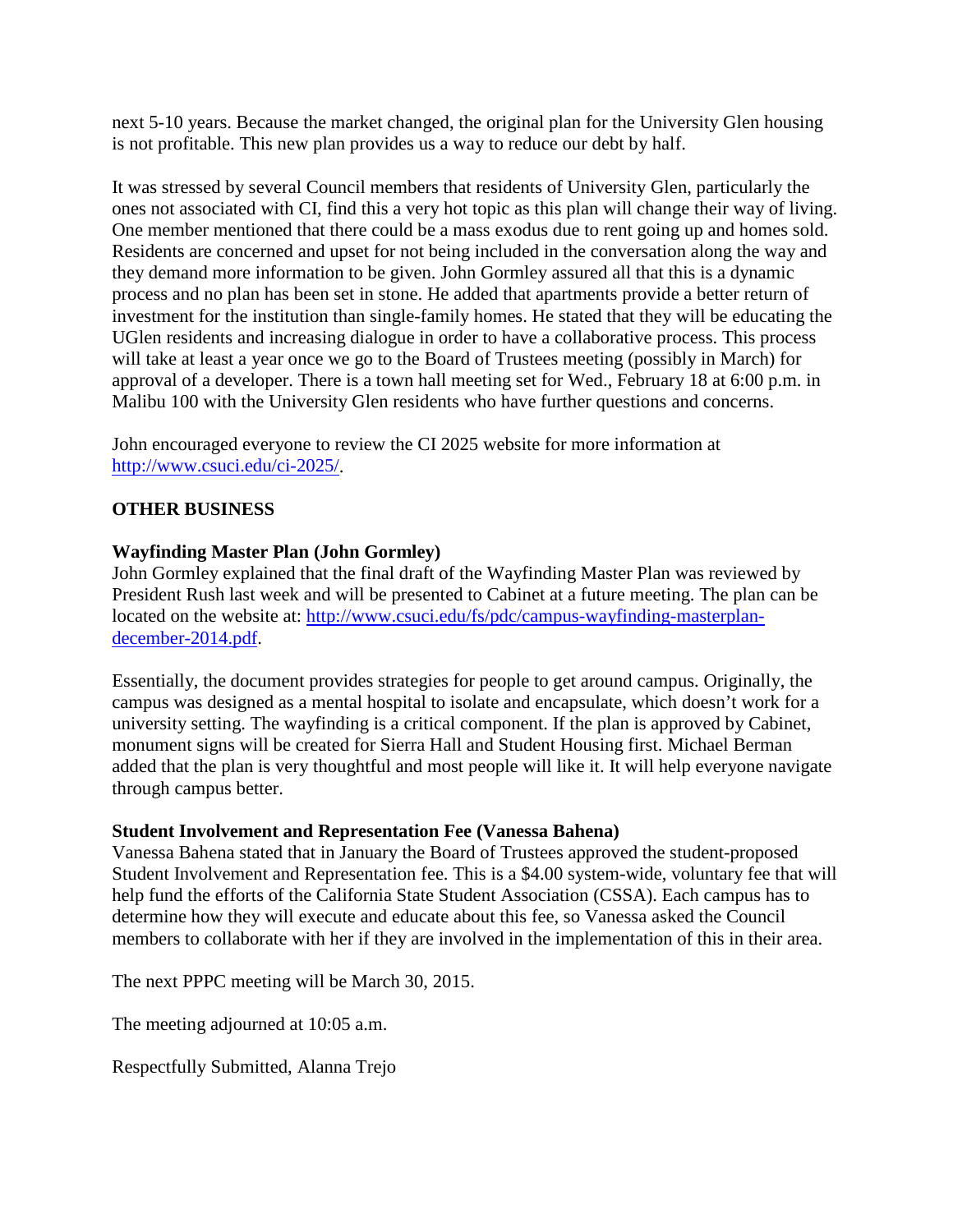next 5-10 years. Because the market changed, the original plan for the University Glen housing is not profitable. This new plan provides us a way to reduce our debt by half.

It was stressed by several Council members that residents of University Glen, particularly the ones not associated with CI, find this a very hot topic as this plan will change their way of living. One member mentioned that there could be a mass exodus due to rent going up and homes sold. Residents are concerned and upset for not being included in the conversation along the way and they demand more information to be given. John Gormley assured all that this is a dynamic process and no plan has been set in stone. He added that apartments provide a better return of investment for the institution than single-family homes. He stated that they will be educating the UGlen residents and increasing dialogue in order to have a collaborative process. This process will take at least a year once we go to the Board of Trustees meeting (possibly in March) for approval of a developer. There is a town hall meeting set for Wed., February 18 at 6:00 p.m. in Malibu 100 with the University Glen residents who have further questions and concerns.

John encouraged everyone to review the CI 2025 website for more information at http://www.csuci.edu/ci-2025/.

**OTHER BUSINESS**

**Wayfinding Master Plan (John Gormley)**

John Gormley explained that the final draft of the Wayfinding Master Plan was reviewed by President Rush last week and will be presented to Cabinet at a future meeting. The plan can be located on the website at: http://www.csuci.edu/fs/pdc/campus-wayfinding-masterplan-december-2014.pdf.

Essentially, the document provides strategies for people to get around campus. Originally, the campus was designed as a mental hospital to isolate and encapsulate, which doesn't work for a university setting. The wayfinding is a critical component. If the plan is approved by Cabinet, monument signs will be created for Sierra Hall and Student Housing first. Michael Berman added that the plan is very thoughtful and most people will like it. It will help everyone navigate through campus better.

**Student Involvement and Representation Fee (Vanessa Bahena)**

Vanessa Bahena stated that in January the Board of Trustees approved the student-proposed Student Involvement and Representation fee. This is a $4.00 system-wide, voluntary fee that will help fund the efforts of the California State Student Association (CSSA). Each campus has to determine how they will execute and educate about this fee, so Vanessa asked the Council members to collaborate with her if they are involved in the implementation of this in their area.

The next PPPC meeting will be March 30, 2015.

The meeting adjourned at 10:05 a.m.

Respectfully Submitted, Alanna Trejo